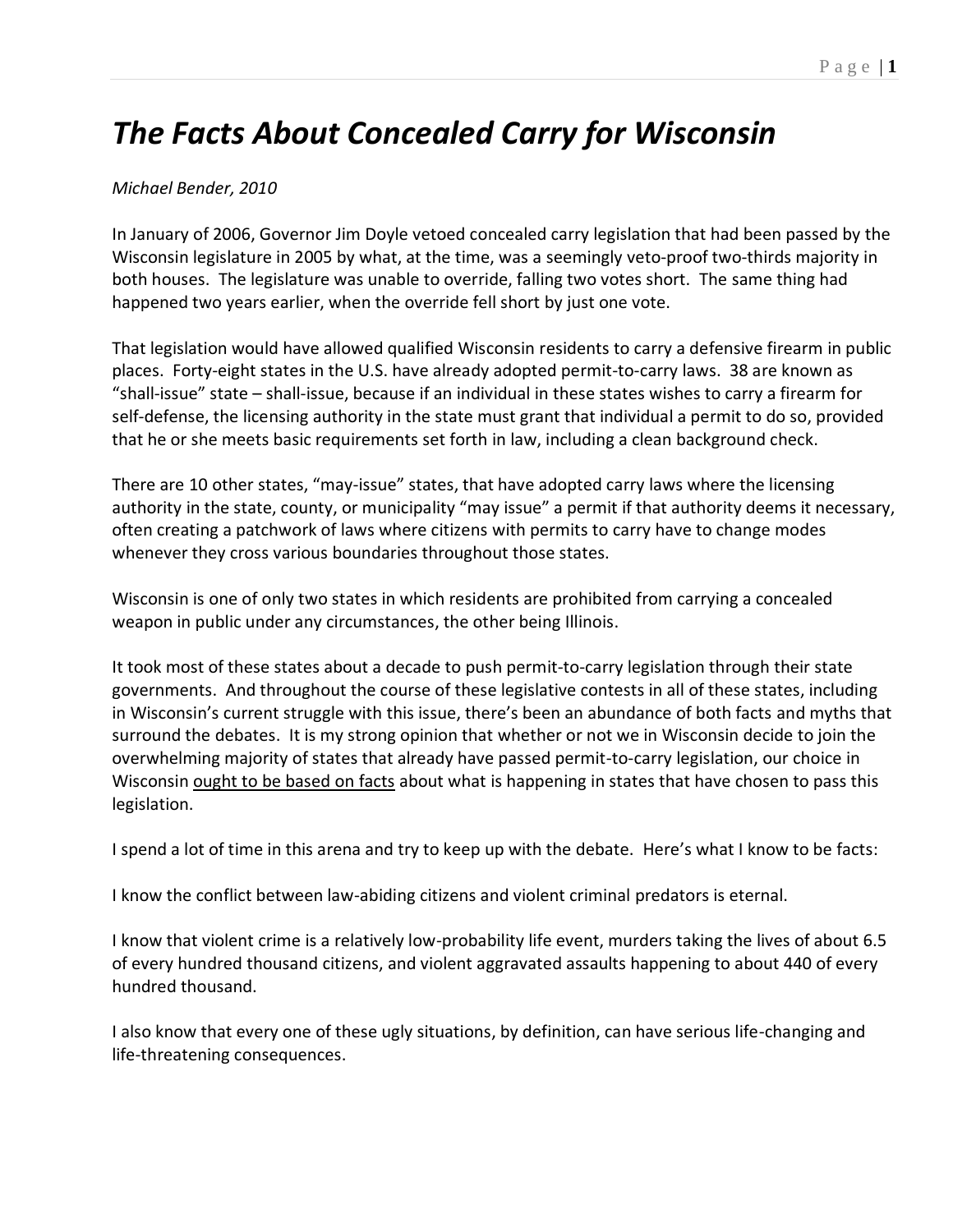# *The Facts About Concealed Carry for Wisconsin*

*Michael Bender, 2010*

In January of 2006, Governor Jim Doyle vetoed concealed carry legislation that had been passed by the Wisconsin legislature in 2005 by what, at the time, was a seemingly veto-proof two-thirds majority in both houses. The legislature was unable to override, falling two votes short. The same thing had happened two years earlier, when the override fell short by just one vote.

That legislation would have allowed qualified Wisconsin residents to carry a defensive firearm in public places. Forty-eight states in the U.S. have already adopted permit-to-carry laws. 38 are known as "shall-issue" state – shall-issue, because if an individual in these states wishes to carry a firearm for self-defense, the licensing authority in the state must grant that individual a permit to do so, provided that he or she meets basic requirements set forth in law, including a clean background check.

There are 10 other states, "may-issue" states, that have adopted carry laws where the licensing authority in the state, county, or municipality "may issue" a permit if that authority deems it necessary, often creating a patchwork of laws where citizens with permits to carry have to change modes whenever they cross various boundaries throughout those states.

Wisconsin is one of only two states in which residents are prohibited from carrying a concealed weapon in public under any circumstances, the other being Illinois.

It took most of these states about a decade to push permit-to-carry legislation through their state governments. And throughout the course of these legislative contests in all of these states, including in Wisconsin's current struggle with this issue, there's been an abundance of both facts and myths that surround the debates. It is my strong opinion that whether or not we in Wisconsin decide to join the overwhelming majority of states that already have passed permit-to-carry legislation, our choice in Wisconsin <u>ought to be based on facts</u> about what is happening in states that have chosen to pass this legislation.

I spend a lot of time in this arena and try to keep up with the debate. Here's what I know to be facts:

I know the conflict between law-abiding citizens and violent criminal predators is eternal.

I know that violent crime is a relatively low-probability life event, murders taking the lives of about 6.5 of every hundred thousand citizens, and violent aggravated assaults happening to about 440 of every hundred thousand.

I also know that every one of these ugly situations, by definition, can have serious life-changing and life-threatening consequences.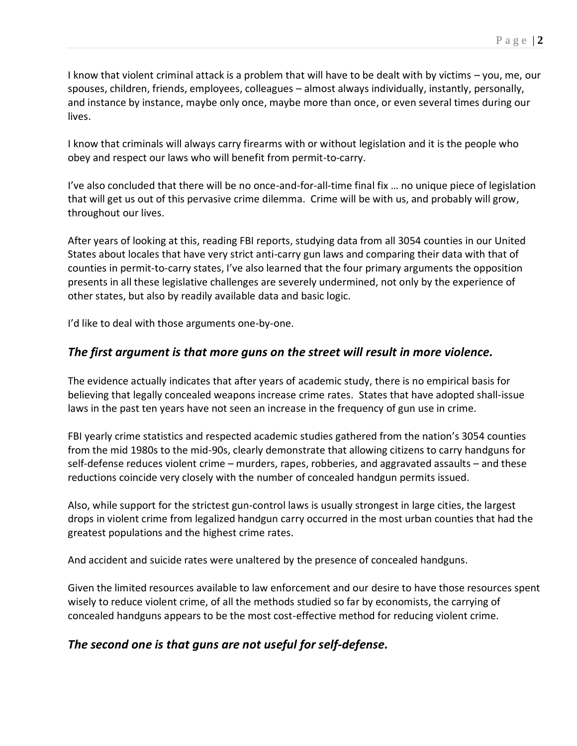I know that violent criminal attack is a problem that will have to be dealt with by victims – you, me, our spouses, children, friends, employees, colleagues – almost always individually, instantly, personally, and instance by instance, maybe only once, maybe more than once, or even several times during our lives.

I know that criminals will always carry firearms with or without legislation and it is the people who obey and respect our laws who will benefit from permit-to-carry.

I've also concluded that there will be no once-and-for-all-time final fix … no unique piece of legislation that will get us out of this pervasive crime dilemma. Crime will be with us, and probably will grow, throughout our lives.

After years of looking at this, reading FBI reports, studying data from all 3054 counties in our United States about locales that have very strict anti-carry gun laws and comparing their data with that of counties in permit-to-carry states, I've also learned that the four primary arguments the opposition presents in all these legislative challenges are severely undermined, not only by the experience of other states, but also by readily available data and basic logic.

I'd like to deal with those arguments one-by-one.

### *The first argument is that more guns on the street will result in more violence.*

The evidence actually indicates that after years of academic study, there is no empirical basis for believing that legally concealed weapons increase crime rates. States that have adopted shall-issue laws in the past ten years have not seen an increase in the frequency of gun use in crime.

FBI yearly crime statistics and respected academic studies gathered from the nation's 3054 counties from the mid 1980s to the mid-90s, clearly demonstrate that allowing citizens to carry handguns for self-defense reduces violent crime – murders, rapes, robberies, and aggravated assaults – and these reductions coincide very closely with the number of concealed handgun permits issued.

Also, while support for the strictest gun-control laws is usually strongest in large cities, the largest drops in violent crime from legalized handgun carry occurred in the most urban counties that had the greatest populations and the highest crime rates.

And accident and suicide rates were unaltered by the presence of concealed handguns.

Given the limited resources available to law enforcement and our desire to have those resources spent wisely to reduce violent crime, of all the methods studied so far by economists, the carrying of concealed handguns appears to be the most cost-effective method for reducing violent crime.

### *The second one is that guns are not useful for self-defense.*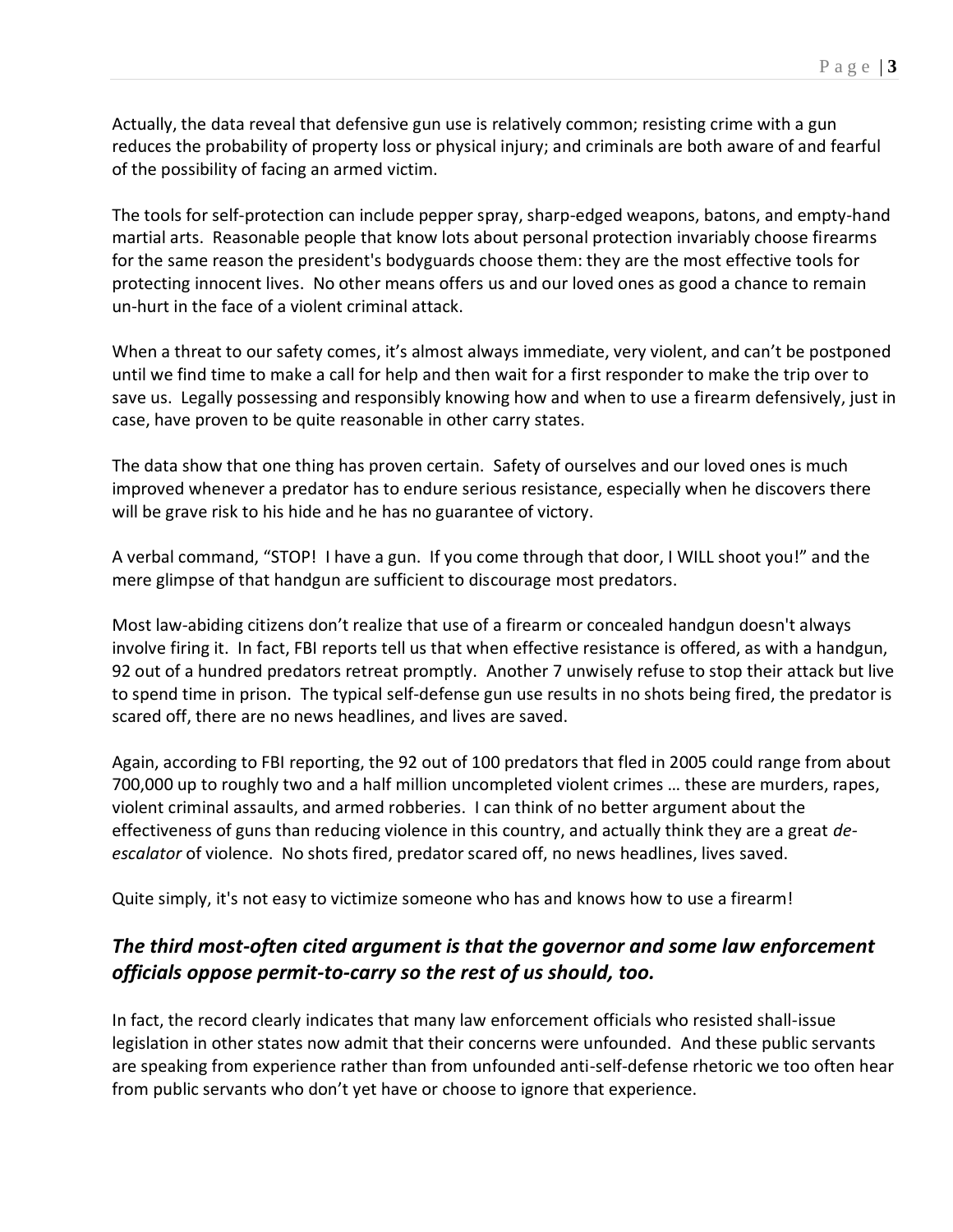Actually, the data reveal that defensive gun use is relatively common; resisting crime with a gun reduces the probability of property loss or physical injury; and criminals are both aware of and fearful of the possibility of facing an armed victim.

The tools for self-protection can include pepper spray, sharp-edged weapons, batons, and empty-hand martial arts. Reasonable people that know lots about personal protection invariably choose firearms for the same reason the president's bodyguards choose them: they are the most effective tools for protecting innocent lives. No other means offers us and our loved ones as good a chance to remain un-hurt in the face of a violent criminal attack.

When a threat to our safety comes, it's almost always immediate, very violent, and can't be postponed until we find time to make a call for help and then wait for a first responder to make the trip over to save us. Legally possessing and responsibly knowing how and when to use a firearm defensively, just in case, have proven to be quite reasonable in other carry states.

The data show that one thing has proven certain. Safety of ourselves and our loved ones is much improved whenever a predator has to endure serious resistance, especially when he discovers there will be grave risk to his hide and he has no guarantee of victory.

A verbal command, "STOP! I have a gun. If you come through that door, I WILL shoot you!" and the mere glimpse of that handgun are sufficient to discourage most predators.

Most law-abiding citizens don't realize that use of a firearm or concealed handgun doesn't always involve firing it. In fact, FBI reports tell us that when effective resistance is offered, as with a handgun, 92 out of a hundred predators retreat promptly. Another 7 unwisely refuse to stop their attack but live to spend time in prison. The typical self-defense gun use results in no shots being fired, the predator is scared off, there are no news headlines, and lives are saved.

Again, according to FBI reporting, the 92 out of 100 predators that fled in 2005 could range from about 700,000 up to roughly two and a half million uncompleted violent crimes … these are murders, rapes, violent criminal assaults, and armed robberies. I can think of no better argument about the effectiveness of guns than reducing violence in this country, and actually think they are a great *de-escalator* of violence. No shots fired, predator scared off, no news headlines, lives saved.

Quite simply, it's not easy to victimize someone who has and knows how to use a firearm!

### *The third most-often cited argument is that the governor and some law enforcement officials oppose permit-to-carry so the rest of us should, too.*

In fact, the record clearly indicates that many law enforcement officials who resisted shall-issue legislation in other states now admit that their concerns were unfounded. And these public servants are speaking from experience rather than from unfounded anti-self-defense rhetoric we too often hear from public servants who don't yet have or choose to ignore that experience.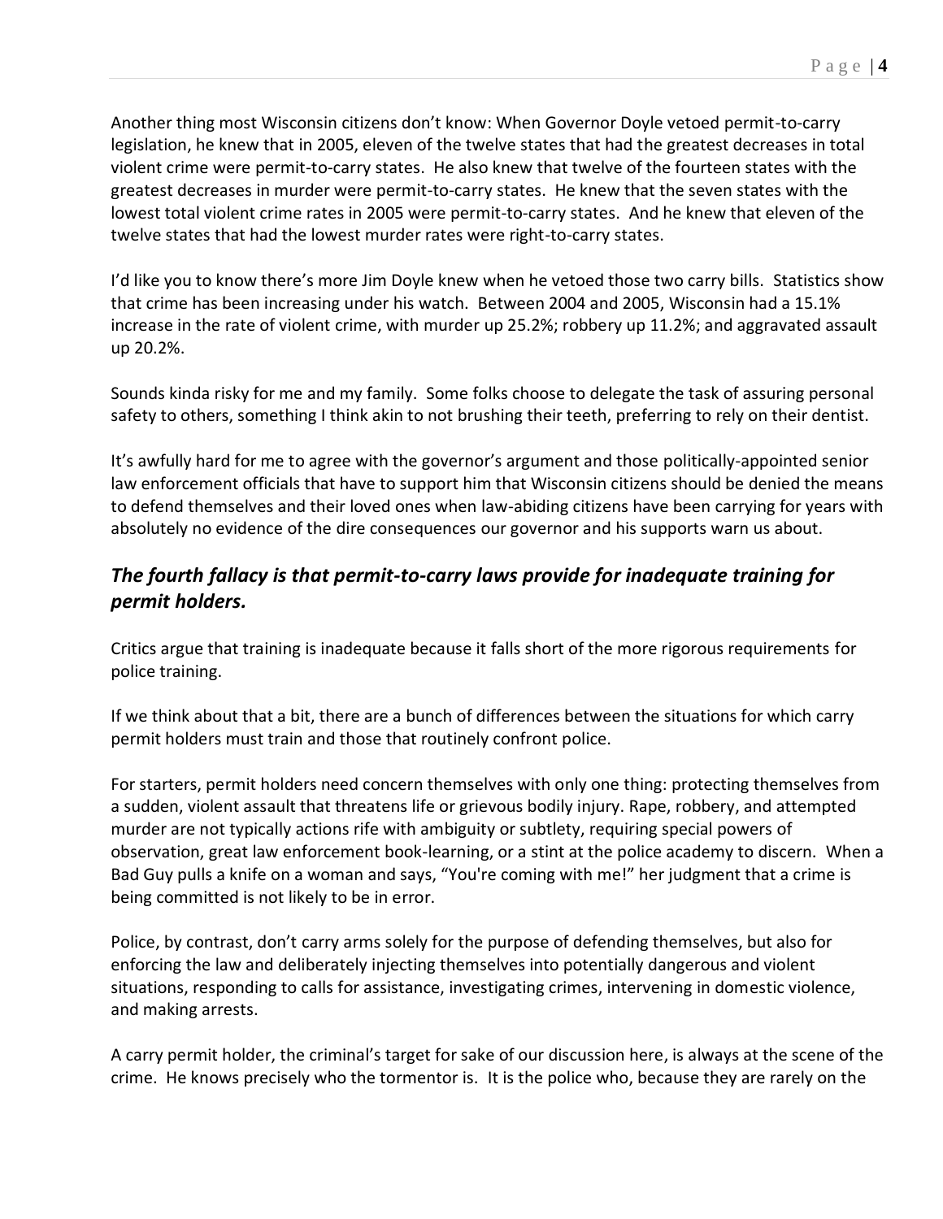Another thing most Wisconsin citizens don't know: When Governor Doyle vetoed permit-to-carry legislation, he knew that in 2005, eleven of the twelve states that had the greatest decreases in total violent crime were permit-to-carry states. He also knew that twelve of the fourteen states with the greatest decreases in murder were permit-to-carry states. He knew that the seven states with the lowest total violent crime rates in 2005 were permit-to-carry states. And he knew that eleven of the twelve states that had the lowest murder rates were right-to-carry states.

I'd like you to know there's more Jim Doyle knew when he vetoed those two carry bills. Statistics show that crime has been increasing under his watch. Between 2004 and 2005, Wisconsin had a 15.1% increase in the rate of violent crime, with murder up 25.2%; robbery up 11.2%; and aggravated assault up 20.2%.

Sounds kinda risky for me and my family. Some folks choose to delegate the task of assuring personal safety to others, something I think akin to not brushing their teeth, preferring to rely on their dentist.

It's awfully hard for me to agree with the governor's argument and those politically-appointed senior law enforcement officials that have to support him that Wisconsin citizens should be denied the means to defend themselves and their loved ones when law-abiding citizens have been carrying for years with absolutely no evidence of the dire consequences our governor and his supports warn us about.

### *The fourth fallacy is that permit-to-carry laws provide for inadequate training for permit holders.*

Critics argue that training is inadequate because it falls short of the more rigorous requirements for police training.

If we think about that a bit, there are a bunch of differences between the situations for which carry permit holders must train and those that routinely confront police.

For starters, permit holders need concern themselves with only one thing: protecting themselves from a sudden, violent assault that threatens life or grievous bodily injury. Rape, robbery, and attempted murder are not typically actions rife with ambiguity or subtlety, requiring special powers of observation, great law enforcement book-learning, or a stint at the police academy to discern. When a Bad Guy pulls a knife on a woman and says, "You're coming with me!" her judgment that a crime is being committed is not likely to be in error.

Police, by contrast, don't carry arms solely for the purpose of defending themselves, but also for enforcing the law and deliberately injecting themselves into potentially dangerous and violent situations, responding to calls for assistance, investigating crimes, intervening in domestic violence, and making arrests.

A carry permit holder, the criminal's target for sake of our discussion here, is always at the scene of the crime. He knows precisely who the tormentor is. It is the police who, because they are rarely on the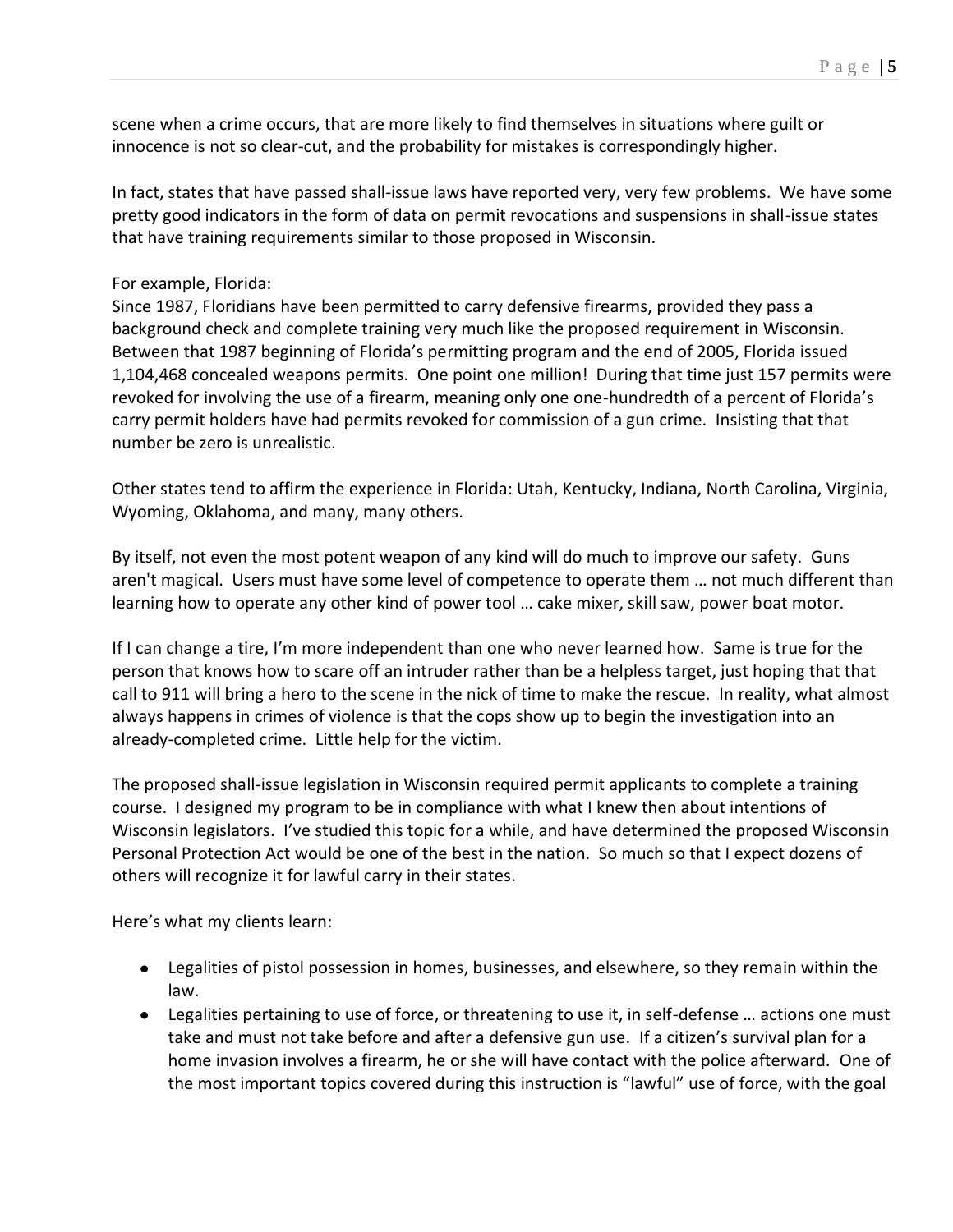scene when a crime occurs, that are more likely to find themselves in situations where guilt or innocence is not so clear-cut, and the probability for mistakes is correspondingly higher.

In fact, states that have passed shall-issue laws have reported very, very few problems. We have some pretty good indicators in the form of data on permit revocations and suspensions in shall-issue states that have training requirements similar to those proposed in Wisconsin.

For example, Florida:
Since 1987, Floridians have been permitted to carry defensive firearms, provided they pass a background check and complete training very much like the proposed requirement in Wisconsin. Between that 1987 beginning of Florida's permitting program and the end of 2005, Florida issued 1,104,468 concealed weapons permits. One point one million! During that time just 157 permits were revoked for involving the use of a firearm, meaning only one one-hundredth of a percent of Florida's carry permit holders have had permits revoked for commission of a gun crime. Insisting that that number be zero is unrealistic.

Other states tend to affirm the experience in Florida: Utah, Kentucky, Indiana, North Carolina, Virginia, Wyoming, Oklahoma, and many, many others.

By itself, not even the most potent weapon of any kind will do much to improve our safety. Guns aren't magical. Users must have some level of competence to operate them … not much different than learning how to operate any other kind of power tool … cake mixer, skill saw, power boat motor.

If I can change a tire, I'm more independent than one who never learned how. Same is true for the person that knows how to scare off an intruder rather than be a helpless target, just hoping that that call to 911 will bring a hero to the scene in the nick of time to make the rescue. In reality, what almost always happens in crimes of violence is that the cops show up to begin the investigation into an already-completed crime. Little help for the victim.

The proposed shall-issue legislation in Wisconsin required permit applicants to complete a training course. I designed my program to be in compliance with what I knew then about intentions of Wisconsin legislators. I've studied this topic for a while, and have determined the proposed Wisconsin Personal Protection Act would be one of the best in the nation. So much so that I expect dozens of others will recognize it for lawful carry in their states.

Here's what my clients learn:

- Legalities of pistol possession in homes, businesses, and elsewhere, so they remain within the law.
- Legalities pertaining to use of force, or threatening to use it, in self-defense … actions one must take and must not take before and after a defensive gun use. If a citizen's survival plan for a home invasion involves a firearm, he or she will have contact with the police afterward. One of the most important topics covered during this instruction is "lawful" use of force, with the goal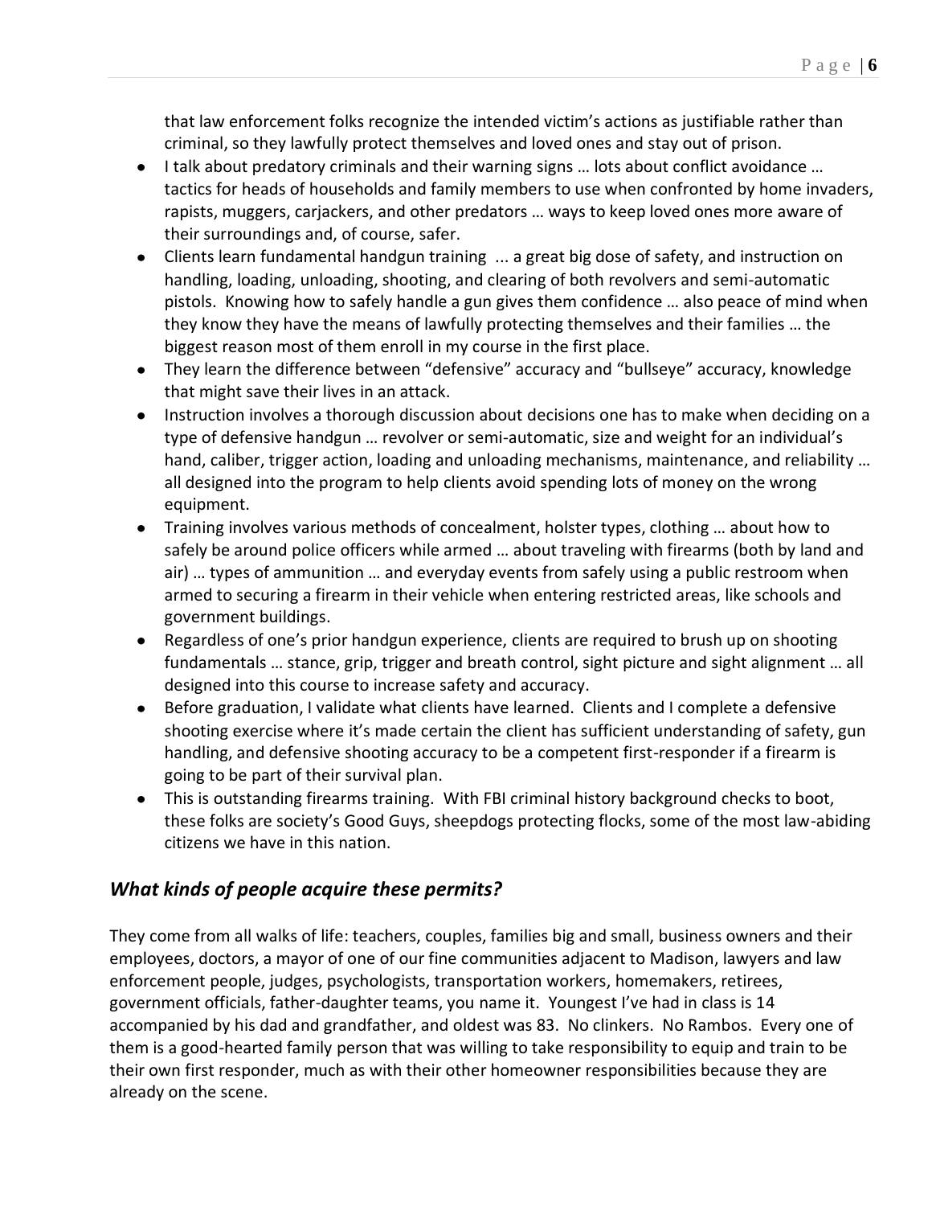that law enforcement folks recognize the intended victim's actions as justifiable rather than criminal, so they lawfully protect themselves and loved ones and stay out of prison.

- I talk about predatory criminals and their warning signs … lots about conflict avoidance … tactics for heads of households and family members to use when confronted by home invaders, rapists, muggers, carjackers, and other predators … ways to keep loved ones more aware of their surroundings and, of course, safer.
- Clients learn fundamental handgun training ... a great big dose of safety, and instruction on handling, loading, unloading, shooting, and clearing of both revolvers and semi-automatic pistols. Knowing how to safely handle a gun gives them confidence … also peace of mind when they know they have the means of lawfully protecting themselves and their families … the biggest reason most of them enroll in my course in the first place.
- They learn the difference between "defensive" accuracy and "bullseye" accuracy, knowledge that might save their lives in an attack.
- Instruction involves a thorough discussion about decisions one has to make when deciding on a type of defensive handgun … revolver or semi-automatic, size and weight for an individual's hand, caliber, trigger action, loading and unloading mechanisms, maintenance, and reliability … all designed into the program to help clients avoid spending lots of money on the wrong equipment.
- Training involves various methods of concealment, holster types, clothing … about how to safely be around police officers while armed … about traveling with firearms (both by land and air) … types of ammunition … and everyday events from safely using a public restroom when armed to securing a firearm in their vehicle when entering restricted areas, like schools and government buildings.
- Regardless of one's prior handgun experience, clients are required to brush up on shooting fundamentals … stance, grip, trigger and breath control, sight picture and sight alignment … all designed into this course to increase safety and accuracy.
- Before graduation, I validate what clients have learned. Clients and I complete a defensive shooting exercise where it's made certain the client has sufficient understanding of safety, gun handling, and defensive shooting accuracy to be a competent first-responder if a firearm is going to be part of their survival plan.
- This is outstanding firearms training. With FBI criminal history background checks to boot, these folks are society's Good Guys, sheepdogs protecting flocks, some of the most law-abiding citizens we have in this nation.

## *What kinds of people acquire these permits?*

They come from all walks of life: teachers, couples, families big and small, business owners and their employees, doctors, a mayor of one of our fine communities adjacent to Madison, lawyers and law enforcement people, judges, psychologists, transportation workers, homemakers, retirees, government officials, father-daughter teams, you name it. Youngest I've had in class is 14 accompanied by his dad and grandfather, and oldest was 83. No clinkers. No Rambos. Every one of them is a good-hearted family person that was willing to take responsibility to equip and train to be their own first responder, much as with their other homeowner responsibilities because they are already on the scene.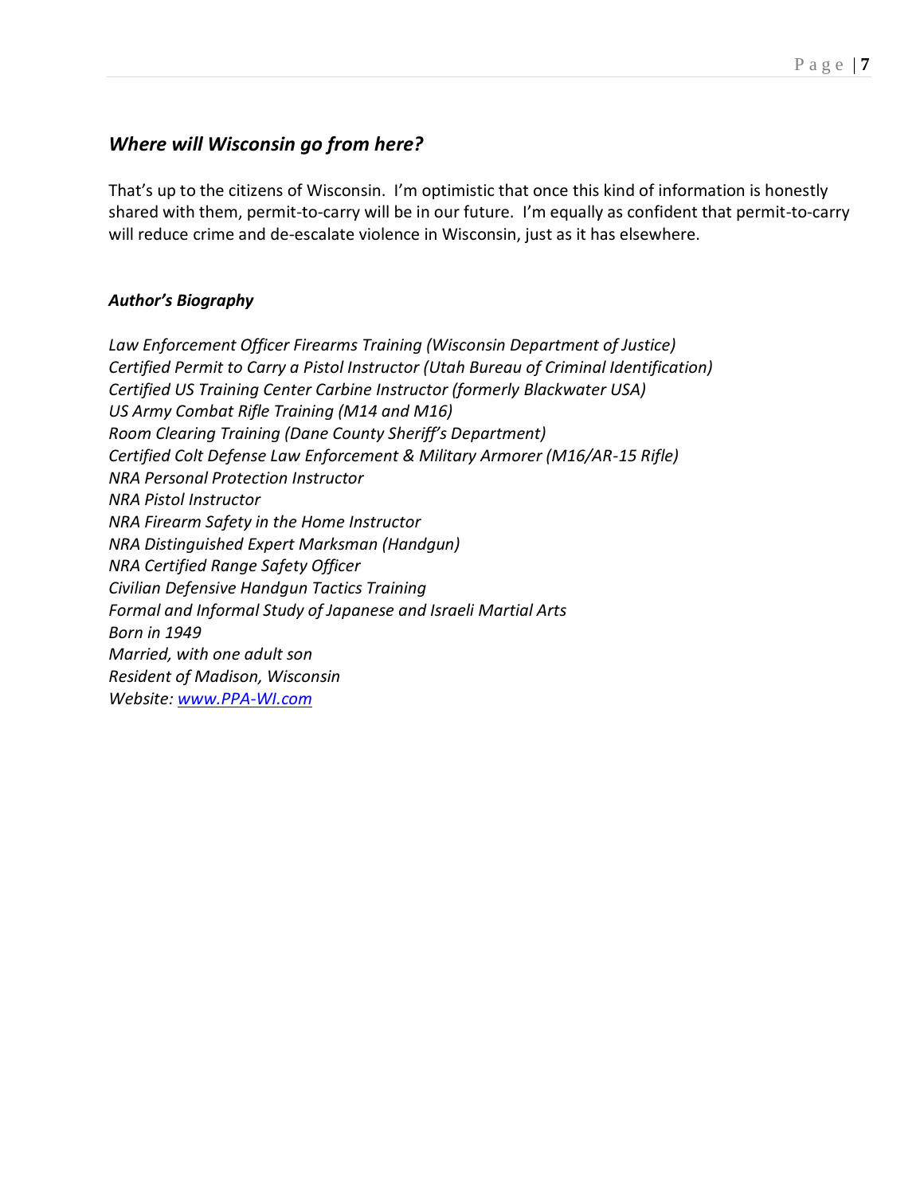## *Where will Wisconsin go from here?*

That's up to the citizens of Wisconsin. I'm optimistic that once this kind of information is honestly shared with them, permit-to-carry will be in our future. I'm equally as confident that permit-to-carry will reduce crime and de-escalate violence in Wisconsin, just as it has elsewhere.

### *Author's Biography*

*Law Enforcement Officer Firearms Training (Wisconsin Department of Justice)*
*Certified Permit to Carry a Pistol Instructor (Utah Bureau of Criminal Identification)*
*Certified US Training Center Carbine Instructor (formerly Blackwater USA)*
*US Army Combat Rifle Training (M14 and M16)*
*Room Clearing Training (Dane County Sheriff's Department)*
*Certified Colt Defense Law Enforcement & Military Armorer (M16/AR-15 Rifle)*
*NRA Personal Protection Instructor*
*NRA Pistol Instructor*
*NRA Firearm Safety in the Home Instructor*
*NRA Distinguished Expert Marksman (Handgun)*
*NRA Certified Range Safety Officer*
*Civilian Defensive Handgun Tactics Training*
*Formal and Informal Study of Japanese and Israeli Martial Arts*
*Born in 1949*
*Married, with one adult son*
*Resident of Madison, Wisconsin*
*Website: [www.PPA-WI.com](http://www.PPA-WI.com)*